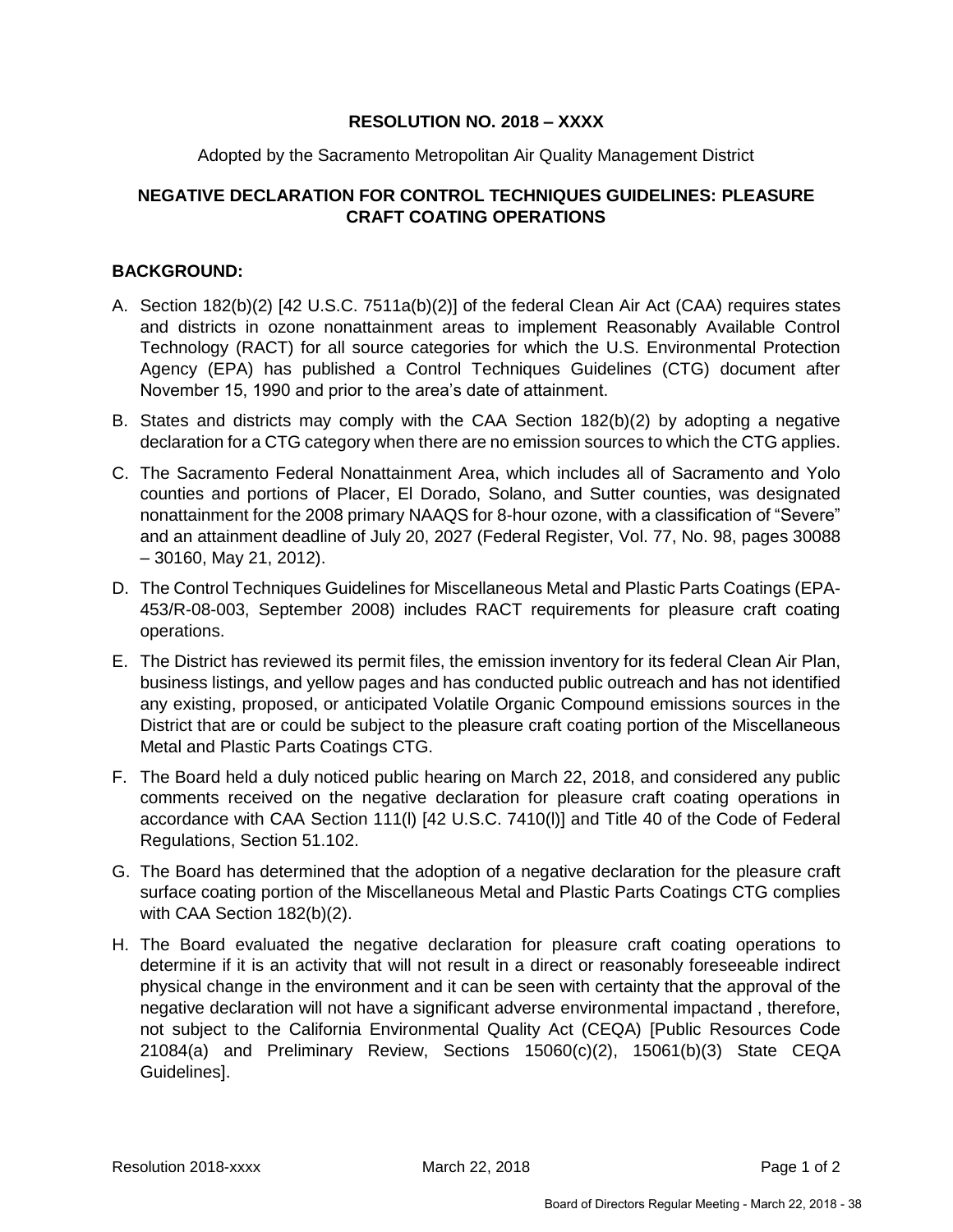**RESOLUTION NO. 2018 – XXXX**

Adopted by the Sacramento Metropolitan Air Quality Management District

**NEGATIVE DECLARATION FOR CONTROL TECHNIQUES GUIDELINES: PLEASURE CRAFT COATING OPERATIONS**

**BACKGROUND:**

A. Section 182(b)(2) [42 U.S.C. 7511a(b)(2)] of the federal Clean Air Act (CAA) requires states and districts in ozone nonattainment areas to implement Reasonably Available Control Technology (RACT) for all source categories for which the U.S. Environmental Protection Agency (EPA) has published a Control Techniques Guidelines (CTG) document after November 15, 1990 and prior to the area's date of attainment.

B. States and districts may comply with the CAA Section 182(b)(2) by adopting a negative declaration for a CTG category when there are no emission sources to which the CTG applies.

C. The Sacramento Federal Nonattainment Area, which includes all of Sacramento and Yolo counties and portions of Placer, El Dorado, Solano, and Sutter counties, was designated nonattainment for the 2008 primary NAAQS for 8-hour ozone, with a classification of "Severe" and an attainment deadline of July 20, 2027 (Federal Register, Vol. 77, No. 98, pages 30088 – 30160, May 21, 2012).

D. The Control Techniques Guidelines for Miscellaneous Metal and Plastic Parts Coatings (EPA-453/R-08-003, September 2008) includes RACT requirements for pleasure craft coating operations.

E. The District has reviewed its permit files, the emission inventory for its federal Clean Air Plan, business listings, and yellow pages and has conducted public outreach and has not identified any existing, proposed, or anticipated Volatile Organic Compound emissions sources in the District that are or could be subject to the pleasure craft coating portion of the Miscellaneous Metal and Plastic Parts Coatings CTG.

F. The Board held a duly noticed public hearing on March 22, 2018, and considered any public comments received on the negative declaration for pleasure craft coating operations in accordance with CAA Section 111(l) [42 U.S.C. 7410(l)] and Title 40 of the Code of Federal Regulations, Section 51.102.

G. The Board has determined that the adoption of a negative declaration for the pleasure craft surface coating portion of the Miscellaneous Metal and Plastic Parts Coatings CTG complies with CAA Section 182(b)(2).

H. The Board evaluated the negative declaration for pleasure craft coating operations to determine if it is an activity that will not result in a direct or reasonably foreseeable indirect physical change in the environment and it can be seen with certainty that the approval of the negative declaration will not have a significant adverse environmental impactand , therefore, not subject to the California Environmental Quality Act (CEQA) [Public Resources Code 21084(a) and Preliminary Review, Sections 15060(c)(2), 15061(b)(3) State CEQA Guidelines].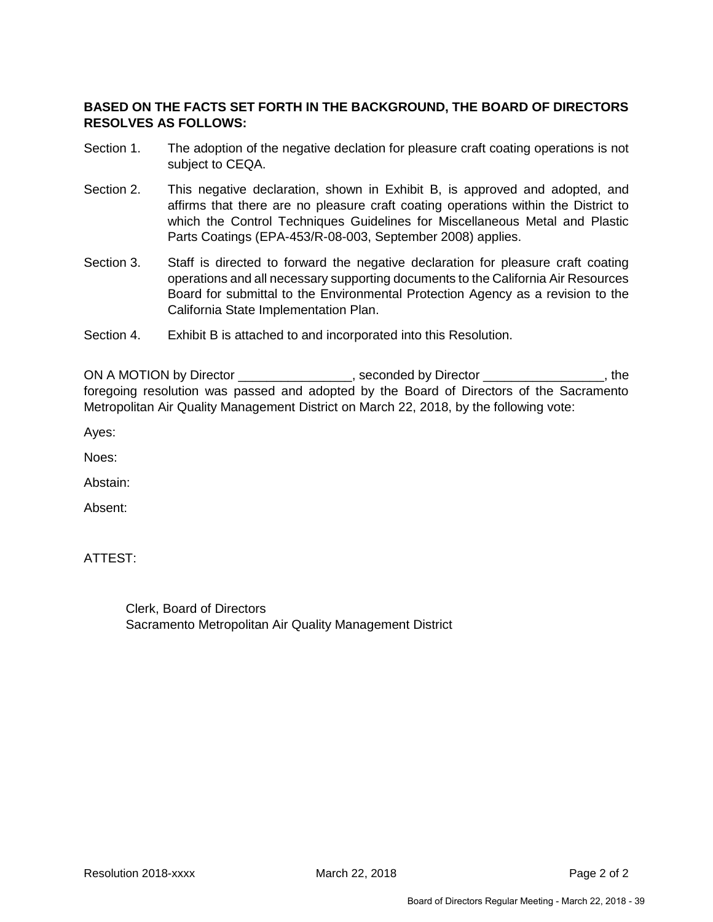**BASED ON THE FACTS SET FORTH IN THE BACKGROUND, THE BOARD OF DIRECTORS RESOLVES AS FOLLOWS:**

Section 1. The adoption of the negative declation for pleasure craft coating operations is not subject to CEQA.

Section 2. This negative declaration, shown in Exhibit B, is approved and adopted, and affirms that there are no pleasure craft coating operations within the District to which the Control Techniques Guidelines for Miscellaneous Metal and Plastic Parts Coatings (EPA-453/R-08-003, September 2008) applies.

Section 3. Staff is directed to forward the negative declaration for pleasure craft coating operations and all necessary supporting documents to the California Air Resources Board for submittal to the Environmental Protection Agency as a revision to the California State Implementation Plan.

Section 4. Exhibit B is attached to and incorporated into this Resolution.

ON A MOTION by Director ________________, seconded by Director _________________, the foregoing resolution was passed and adopted by the Board of Directors of the Sacramento Metropolitan Air Quality Management District on March 22, 2018, by the following vote:

Ayes:

Noes:

Abstain:

Absent:

ATTEST:

Clerk, Board of Directors
Sacramento Metropolitan Air Quality Management District

Resolution 2018-xxxx March 22, 2018